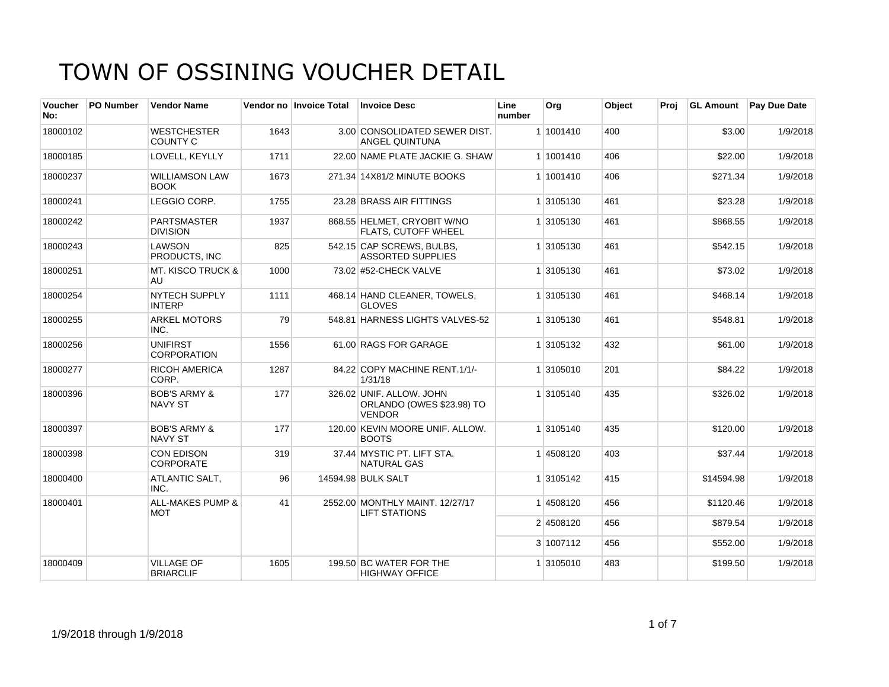# TOWN OF OSSINING VOUCHER DETAIL

| Voucher No: | PO Number | Vendor Name | Vendor no | Invoice Total | Invoice Desc | Line number | Org | Object | Proj | GL Amount | Pay Due Date |
|---|---|---|---|---|---|---|---|---|---|---|---|
| 18000102 | | WESTCHESTER COUNTY C | 1643 | 3.00 | CONSOLIDATED SEWER DIST. ANGEL QUINTUNA | 1 | 1001410 | 400 | | $3.00 | 1/9/2018 |
| 18000185 | | LOVELL, KEYLLY | 1711 | 22.00 | NAME PLATE JACKIE G. SHAW | 1 | 1001410 | 406 | | $22.00 | 1/9/2018 |
| 18000237 | | WILLIAMSON LAW BOOK | 1673 | 271.34 | 14X81/2 MINUTE BOOKS | 1 | 1001410 | 406 | | $271.34 | 1/9/2018 |
| 18000241 | | LEGGIO CORP. | 1755 | 23.28 | BRASS AIR FITTINGS | 1 | 3105130 | 461 | | $23.28 | 1/9/2018 |
| 18000242 | | PARTSMASTER DIVISION | 1937 | 868.55 | HELMET, CRYOBIT W/NO FLATS, CUTOFF WHEEL | 1 | 3105130 | 461 | | $868.55 | 1/9/2018 |
| 18000243 | | LAWSON PRODUCTS, INC | 825 | 542.15 | CAP SCREWS, BULBS, ASSORTED SUPPLIES | 1 | 3105130 | 461 | | $542.15 | 1/9/2018 |
| 18000251 | | MT. KISCO TRUCK & AU | 1000 | 73.02 | #52-CHECK VALVE | 1 | 3105130 | 461 | | $73.02 | 1/9/2018 |
| 18000254 | | NYTECH SUPPLY INTERP | 1111 | 468.14 | HAND CLEANER, TOWELS, GLOVES | 1 | 3105130 | 461 | | $468.14 | 1/9/2018 |
| 18000255 | | ARKEL MOTORS INC. | 79 | 548.81 | HARNESS LIGHTS VALVES-52 | 1 | 3105130 | 461 | | $548.81 | 1/9/2018 |
| 18000256 | | UNIFIRST CORPORATION | 1556 | 61.00 | RAGS FOR GARAGE | 1 | 3105132 | 432 | | $61.00 | 1/9/2018 |
| 18000277 | | RICOH AMERICA CORP. | 1287 | 84.22 | COPY MACHINE RENT.1/1/-1/31/18 | 1 | 3105010 | 201 | | $84.22 | 1/9/2018 |
| 18000396 | | BOB'S ARMY & NAVY ST | 177 | 326.02 | UNIF. ALLOW. JOHN ORLANDO (OWES $23.98) TO VENDOR | 1 | 3105140 | 435 | | $326.02 | 1/9/2018 |
| 18000397 | | BOB'S ARMY & NAVY ST | 177 | 120.00 | KEVIN MOORE UNIF. ALLOW. BOOTS | 1 | 3105140 | 435 | | $120.00 | 1/9/2018 |
| 18000398 | | CON EDISON CORPORATE | 319 | 37.44 | MYSTIC PT. LIFT STA. NATURAL GAS | 1 | 4508120 | 403 | | $37.44 | 1/9/2018 |
| 18000400 | | ATLANTIC SALT, INC. | 96 | 14594.98 | BULK SALT | 1 | 3105142 | 415 | | $14594.98 | 1/9/2018 |
| 18000401 | | ALL-MAKES PUMP & MOT | 41 | 2552.00 | MONTHLY MAINT. 12/27/17 LIFT STATIONS | 1 | 4508120 | 456 | | $1120.46 | 1/9/2018 |
| | | | | | | 2 | 4508120 | 456 | | $879.54 | 1/9/2018 |
| | | | | | | 3 | 1007112 | 456 | | $552.00 | 1/9/2018 |
| 18000409 | | VILLAGE OF BRIARCLIF | 1605 | 199.50 | BC WATER FOR THE HIGHWAY OFFICE | 1 | 3105010 | 483 | | $199.50 | 1/9/2018 |

1/9/2018 through 1/9/2018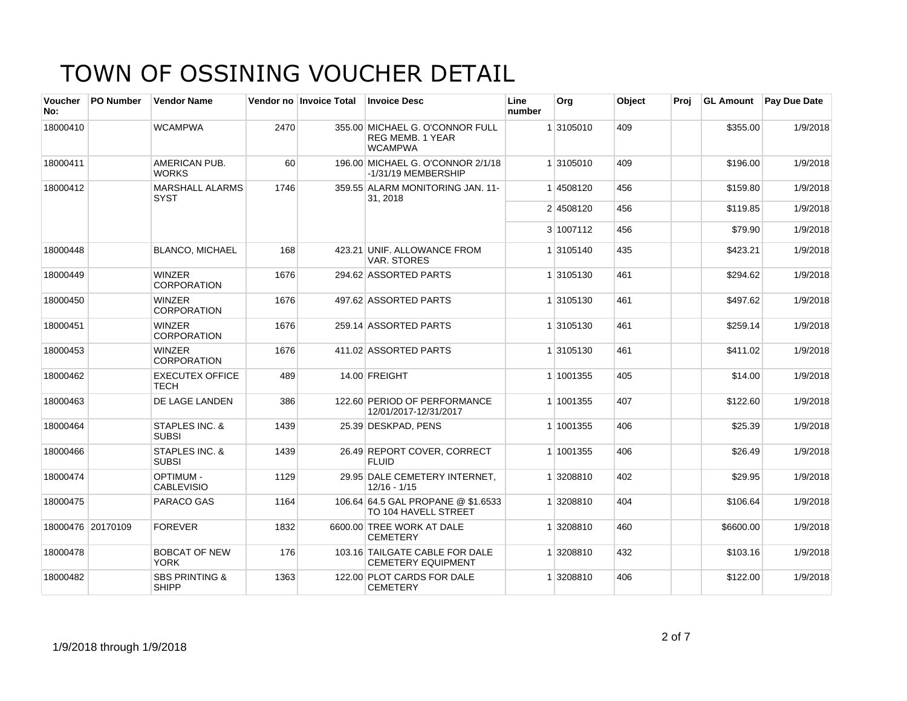# TOWN OF OSSINING VOUCHER DETAIL

| Voucher No: | PO Number | Vendor Name | Vendor no | Invoice Total | Invoice Desc | Line number | Org | Object | Proj | GL Amount | Pay Due Date |
|---|---|---|---|---|---|---|---|---|---|---|---|
| 18000410 | | WCAMPWA | 2470 | 355.00 | MICHAEL G. O'CONNOR FULL REG MEMB. 1 YEAR WCAMPWA | 1 | 3105010 | 409 | | $355.00 | 1/9/2018 |
| 18000411 | | AMERICAN PUB. WORKS | 60 | 196.00 | MICHAEL G. O'CONNOR 2/1/18 -1/31/19 MEMBERSHIP | 1 | 3105010 | 409 | | $196.00 | 1/9/2018 |
| 18000412 | | MARSHALL ALARMS SYST | 1746 | 359.55 | ALARM MONITORING JAN. 11-31, 2018 | 1 | 4508120 | 456 | | $159.80 | 1/9/2018 |
| | | | | | | 2 | 4508120 | 456 | | $119.85 | 1/9/2018 |
| | | | | | | 3 | 1007112 | 456 | | $79.90 | 1/9/2018 |
| 18000448 | | BLANCO, MICHAEL | 168 | 423.21 | UNIF. ALLOWANCE FROM VAR. STORES | 1 | 3105140 | 435 | | $423.21 | 1/9/2018 |
| 18000449 | | WINZER CORPORATION | 1676 | 294.62 | ASSORTED PARTS | 1 | 3105130 | 461 | | $294.62 | 1/9/2018 |
| 18000450 | | WINZER CORPORATION | 1676 | 497.62 | ASSORTED PARTS | 1 | 3105130 | 461 | | $497.62 | 1/9/2018 |
| 18000451 | | WINZER CORPORATION | 1676 | 259.14 | ASSORTED PARTS | 1 | 3105130 | 461 | | $259.14 | 1/9/2018 |
| 18000453 | | WINZER CORPORATION | 1676 | 411.02 | ASSORTED PARTS | 1 | 3105130 | 461 | | $411.02 | 1/9/2018 |
| 18000462 | | EXECUTEX OFFICE TECH | 489 | 14.00 | FREIGHT | 1 | 1001355 | 405 | | $14.00 | 1/9/2018 |
| 18000463 | | DE LAGE LANDEN | 386 | 122.60 | PERIOD OF PERFORMANCE 12/01/2017-12/31/2017 | 1 | 1001355 | 407 | | $122.60 | 1/9/2018 |
| 18000464 | | STAPLES INC. & SUBSI | 1439 | 25.39 | DESKPAD, PENS | 1 | 1001355 | 406 | | $25.39 | 1/9/2018 |
| 18000466 | | STAPLES INC. & SUBSI | 1439 | 26.49 | REPORT COVER, CORRECT FLUID | 1 | 1001355 | 406 | | $26.49 | 1/9/2018 |
| 18000474 | | OPTIMUM - CABLEVISIO | 1129 | 29.95 | DALE CEMETERY INTERNET, 12/16 - 1/15 | 1 | 3208810 | 402 | | $29.95 | 1/9/2018 |
| 18000475 | | PARACO GAS | 1164 | 106.64 | 64.5 GAL PROPANE @ $1.6533 TO 104 HAVELL STREET | 1 | 3208810 | 404 | | $106.64 | 1/9/2018 |
| 18000476 | 20170109 | FOREVER | 1832 | 6600.00 | TREE WORK AT DALE CEMETERY | 1 | 3208810 | 460 | | $6600.00 | 1/9/2018 |
| 18000478 | | BOBCAT OF NEW YORK | 176 | 103.16 | TAILGATE CABLE FOR DALE CEMETERY EQUIPMENT | 1 | 3208810 | 432 | | $103.16 | 1/9/2018 |
| 18000482 | | SBS PRINTING & SHIPP | 1363 | 122.00 | PLOT CARDS FOR DALE CEMETERY | 1 | 3208810 | 406 | | $122.00 | 1/9/2018 |

1/9/2018 through 1/9/2018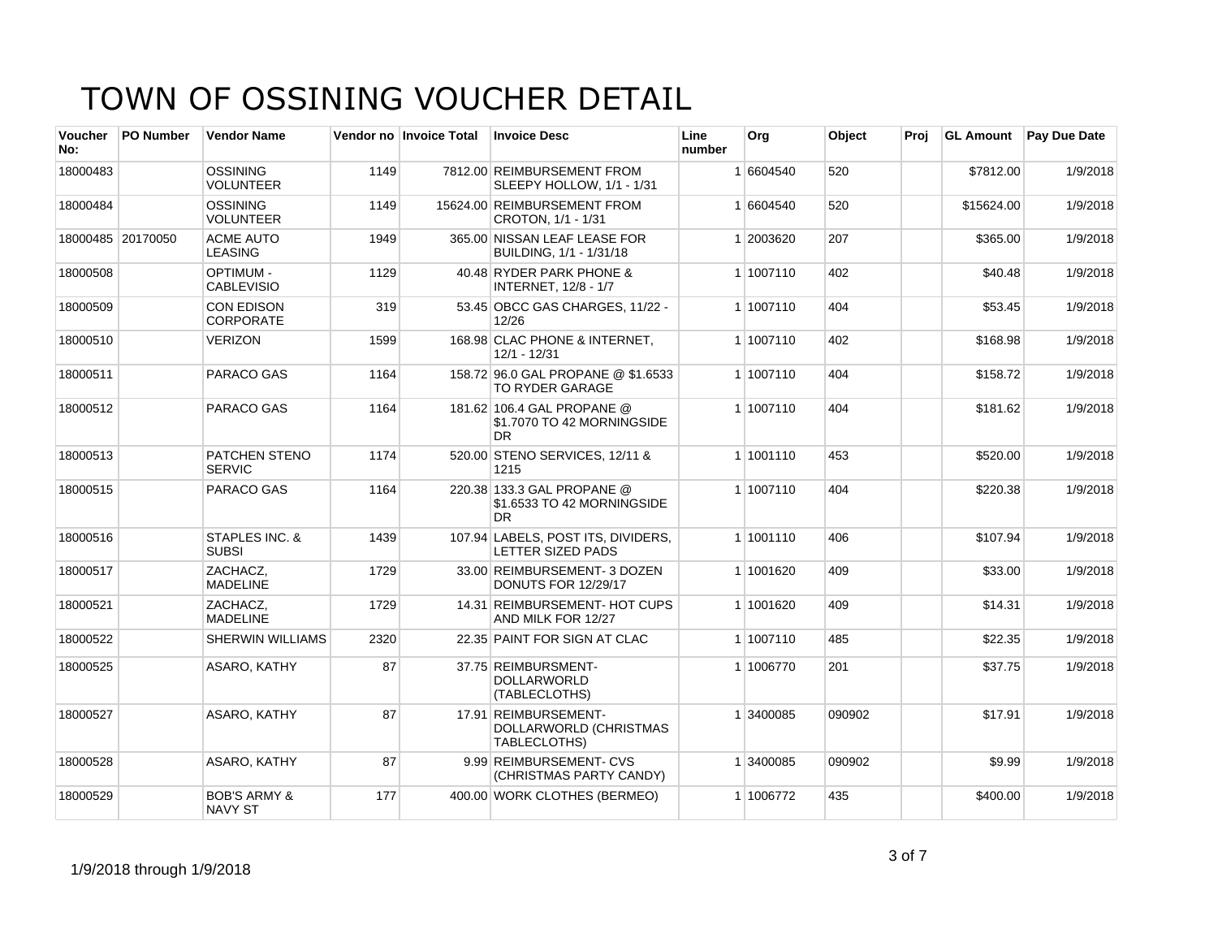# TOWN OF OSSINING VOUCHER DETAIL

| Voucher No: | PO Number | Vendor Name | Vendor no | Invoice Total | Invoice Desc | Line number | Org | Object | Proj | GL Amount | Pay Due Date |
|---|---|---|---|---|---|---|---|---|---|---|---|
| 18000483 | | OSSINING VOLUNTEER | 1149 | 7812.00 | REIMBURSEMENT FROM SLEEPY HOLLOW, 1/1 - 1/31 | 1 | 6604540 | 520 | | $7812.00 | 1/9/2018 |
| 18000484 | | OSSINING VOLUNTEER | 1149 | 15624.00 | REIMBURSEMENT FROM CROTON, 1/1 - 1/31 | 1 | 6604540 | 520 | | $15624.00 | 1/9/2018 |
| 18000485 | 20170050 | ACME AUTO LEASING | 1949 | 365.00 | NISSAN LEAF LEASE FOR BUILDING, 1/1 - 1/31/18 | 1 | 2003620 | 207 | | $365.00 | 1/9/2018 |
| 18000508 | | OPTIMUM - CABLEVISIO | 1129 | 40.48 | RYDER PARK PHONE & INTERNET, 12/8 - 1/7 | 1 | 1007110 | 402 | | $40.48 | 1/9/2018 |
| 18000509 | | CON EDISON CORPORATE | 319 | 53.45 | OBCC GAS CHARGES, 11/22 - 12/26 | 1 | 1007110 | 404 | | $53.45 | 1/9/2018 |
| 18000510 | | VERIZON | 1599 | 168.98 | CLAC PHONE & INTERNET, 12/1 - 12/31 | 1 | 1007110 | 402 | | $168.98 | 1/9/2018 |
| 18000511 | | PARACO GAS | 1164 | 158.72 | 96.0 GAL PROPANE @ $1.6533 TO RYDER GARAGE | 1 | 1007110 | 404 | | $158.72 | 1/9/2018 |
| 18000512 | | PARACO GAS | 1164 | 181.62 | 106.4 GAL PROPANE @ $1.7070 TO 42 MORNINGSIDE DR | 1 | 1007110 | 404 | | $181.62 | 1/9/2018 |
| 18000513 | | PATCHEN STENO SERVIC | 1174 | 520.00 | STENO SERVICES, 12/11 & 1215 | 1 | 1001110 | 453 | | $520.00 | 1/9/2018 |
| 18000515 | | PARACO GAS | 1164 | 220.38 | 133.3 GAL PROPANE @ $1.6533 TO 42 MORNINGSIDE DR | 1 | 1007110 | 404 | | $220.38 | 1/9/2018 |
| 18000516 | | STAPLES INC. & SUBSI | 1439 | 107.94 | LABELS, POST ITS, DIVIDERS, LETTER SIZED PADS | 1 | 1001110 | 406 | | $107.94 | 1/9/2018 |
| 18000517 | | ZACHACZ, MADELINE | 1729 | 33.00 | REIMBURSEMENT- 3 DOZEN DONUTS FOR 12/29/17 | 1 | 1001620 | 409 | | $33.00 | 1/9/2018 |
| 18000521 | | ZACHACZ, MADELINE | 1729 | 14.31 | REIMBURSEMENT- HOT CUPS AND MILK FOR 12/27 | 1 | 1001620 | 409 | | $14.31 | 1/9/2018 |
| 18000522 | | SHERWIN WILLIAMS | 2320 | 22.35 | PAINT FOR SIGN AT CLAC | 1 | 1007110 | 485 | | $22.35 | 1/9/2018 |
| 18000525 | | ASARO, KATHY | 87 | 37.75 | REIMBURSMENT- DOLLARWORLD (TABLECLOTHS) | 1 | 1006770 | 201 | | $37.75 | 1/9/2018 |
| 18000527 | | ASARO, KATHY | 87 | 17.91 | REIMBURSEMENT- DOLLARWORLD (CHRISTMAS TABLECLOTHS) | 1 | 3400085 | 090902 | | $17.91 | 1/9/2018 |
| 18000528 | | ASARO, KATHY | 87 | 9.99 | REIMBURSEMENT- CVS (CHRISTMAS PARTY CANDY) | 1 | 3400085 | 090902 | | $9.99 | 1/9/2018 |
| 18000529 | | BOB'S ARMY & NAVY ST | 177 | 400.00 | WORK CLOTHES (BERMEO) | 1 | 1006772 | 435 | | $400.00 | 1/9/2018 |

1/9/2018 through 1/9/2018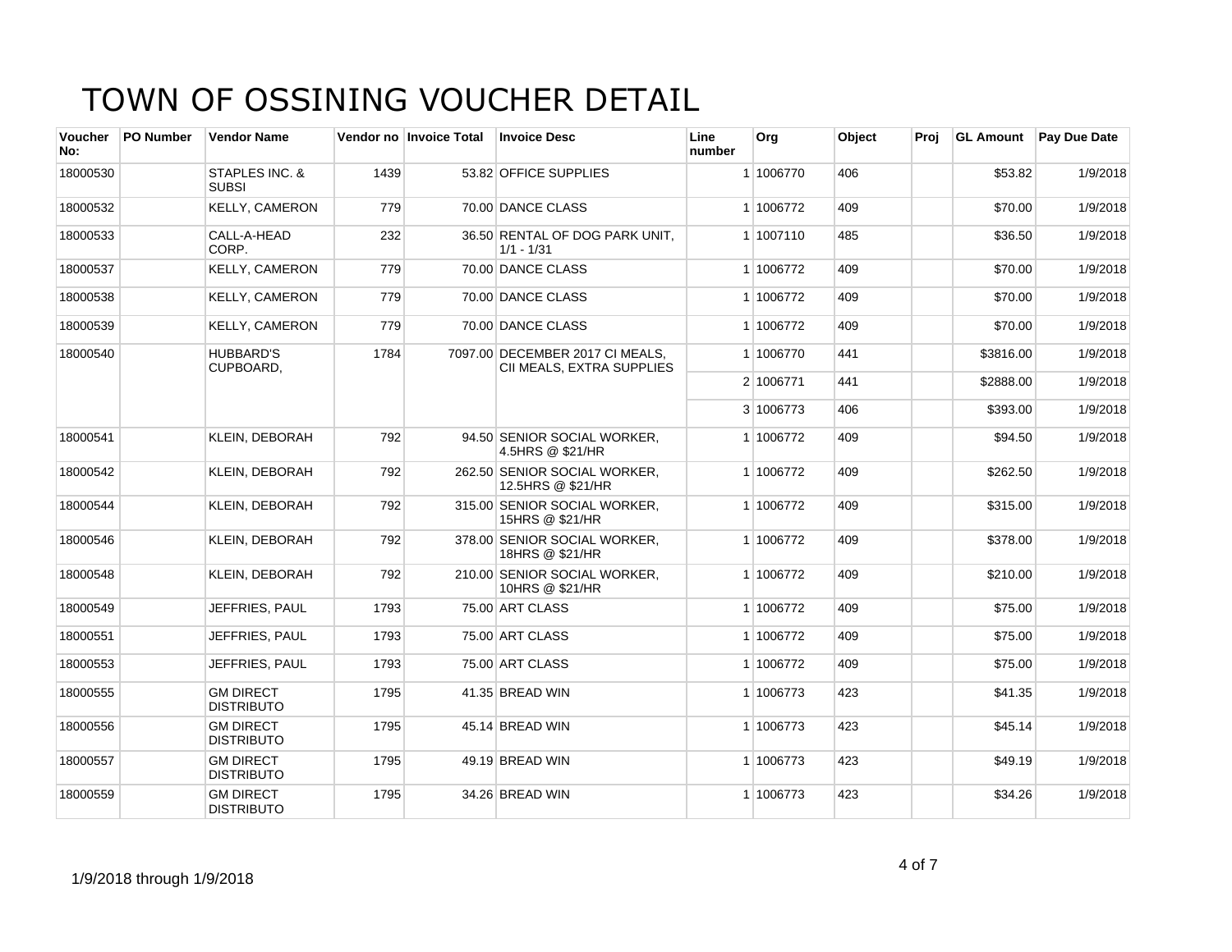# TOWN OF OSSINING VOUCHER DETAIL

| Voucher No: | PO Number | Vendor Name | Vendor no | Invoice Total | Invoice Desc | Line number | Org | Object | Proj | GL Amount | Pay Due Date |
|---|---|---|---|---|---|---|---|---|---|---|---|
| 18000530 | | STAPLES INC. & SUBSI | 1439 | 53.82 | OFFICE SUPPLIES | 1 | 1006770 | 406 | | $53.82 | 1/9/2018 |
| 18000532 | | KELLY, CAMERON | 779 | 70.00 | DANCE CLASS | 1 | 1006772 | 409 | | $70.00 | 1/9/2018 |
| 18000533 | | CALL-A-HEAD CORP. | 232 | 36.50 | RENTAL OF DOG PARK UNIT, 1/1 - 1/31 | 1 | 1007110 | 485 | | $36.50 | 1/9/2018 |
| 18000537 | | KELLY, CAMERON | 779 | 70.00 | DANCE CLASS | 1 | 1006772 | 409 | | $70.00 | 1/9/2018 |
| 18000538 | | KELLY, CAMERON | 779 | 70.00 | DANCE CLASS | 1 | 1006772 | 409 | | $70.00 | 1/9/2018 |
| 18000539 | | KELLY, CAMERON | 779 | 70.00 | DANCE CLASS | 1 | 1006772 | 409 | | $70.00 | 1/9/2018 |
| 18000540 | | HUBBARD'S CUPBOARD, | 1784 | 7097.00 | DECEMBER 2017 CI MEALS, CII MEALS, EXTRA SUPPLIES | 1 | 1006770 | 441 | | $3816.00 | 1/9/2018 |
| | | | | | | 2 | 1006771 | 441 | | $2888.00 | 1/9/2018 |
| | | | | | | 3 | 1006773 | 406 | | $393.00 | 1/9/2018 |
| 18000541 | | KLEIN, DEBORAH | 792 | 94.50 | SENIOR SOCIAL WORKER, 4.5HRS @ $21/HR | 1 | 1006772 | 409 | | $94.50 | 1/9/2018 |
| 18000542 | | KLEIN, DEBORAH | 792 | 262.50 | SENIOR SOCIAL WORKER, 12.5HRS @ $21/HR | 1 | 1006772 | 409 | | $262.50 | 1/9/2018 |
| 18000544 | | KLEIN, DEBORAH | 792 | 315.00 | SENIOR SOCIAL WORKER, 15HRS @ $21/HR | 1 | 1006772 | 409 | | $315.00 | 1/9/2018 |
| 18000546 | | KLEIN, DEBORAH | 792 | 378.00 | SENIOR SOCIAL WORKER, 18HRS @ $21/HR | 1 | 1006772 | 409 | | $378.00 | 1/9/2018 |
| 18000548 | | KLEIN, DEBORAH | 792 | 210.00 | SENIOR SOCIAL WORKER, 10HRS @ $21/HR | 1 | 1006772 | 409 | | $210.00 | 1/9/2018 |
| 18000549 | | JEFFRIES, PAUL | 1793 | 75.00 | ART CLASS | 1 | 1006772 | 409 | | $75.00 | 1/9/2018 |
| 18000551 | | JEFFRIES, PAUL | 1793 | 75.00 | ART CLASS | 1 | 1006772 | 409 | | $75.00 | 1/9/2018 |
| 18000553 | | JEFFRIES, PAUL | 1793 | 75.00 | ART CLASS | 1 | 1006772 | 409 | | $75.00 | 1/9/2018 |
| 18000555 | | GM DIRECT DISTRIBUTO | 1795 | 41.35 | BREAD WIN | 1 | 1006773 | 423 | | $41.35 | 1/9/2018 |
| 18000556 | | GM DIRECT DISTRIBUTO | 1795 | 45.14 | BREAD WIN | 1 | 1006773 | 423 | | $45.14 | 1/9/2018 |
| 18000557 | | GM DIRECT DISTRIBUTO | 1795 | 49.19 | BREAD WIN | 1 | 1006773 | 423 | | $49.19 | 1/9/2018 |
| 18000559 | | GM DIRECT DISTRIBUTO | 1795 | 34.26 | BREAD WIN | 1 | 1006773 | 423 | | $34.26 | 1/9/2018 |

1/9/2018 through 1/9/2018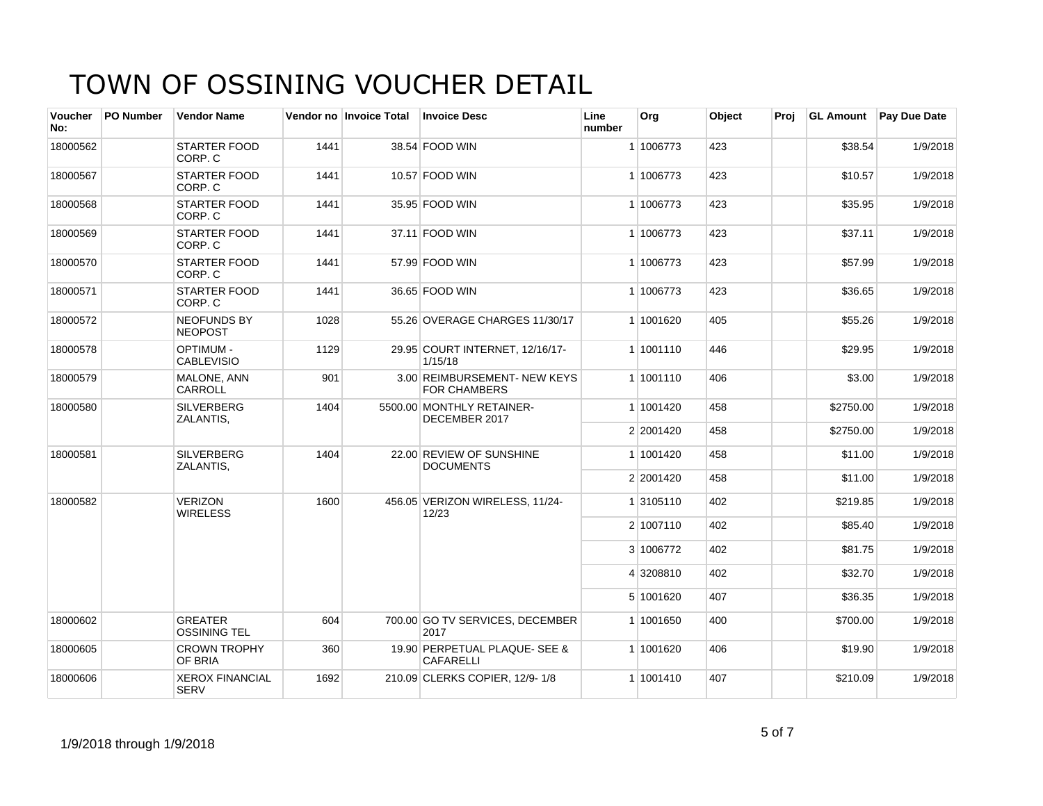# TOWN OF OSSINING VOUCHER DETAIL

| Voucher No: | PO Number | Vendor Name | Vendor no | Invoice Total | Invoice Desc | Line number | Org | Object | Proj | GL Amount | Pay Due Date |
|---|---|---|---|---|---|---|---|---|---|---|---|
| 18000562 | | STARTER FOOD CORP. C | 1441 | 38.54 | FOOD WIN | 1 | 1006773 | 423 | | $38.54 | 1/9/2018 |
| 18000567 | | STARTER FOOD CORP. C | 1441 | 10.57 | FOOD WIN | 1 | 1006773 | 423 | | $10.57 | 1/9/2018 |
| 18000568 | | STARTER FOOD CORP. C | 1441 | 35.95 | FOOD WIN | 1 | 1006773 | 423 | | $35.95 | 1/9/2018 |
| 18000569 | | STARTER FOOD CORP. C | 1441 | 37.11 | FOOD WIN | 1 | 1006773 | 423 | | $37.11 | 1/9/2018 |
| 18000570 | | STARTER FOOD CORP. C | 1441 | 57.99 | FOOD WIN | 1 | 1006773 | 423 | | $57.99 | 1/9/2018 |
| 18000571 | | STARTER FOOD CORP. C | 1441 | 36.65 | FOOD WIN | 1 | 1006773 | 423 | | $36.65 | 1/9/2018 |
| 18000572 | | NEOFUNDS BY NEOPOST | 1028 | 55.26 | OVERAGE CHARGES 11/30/17 | 1 | 1001620 | 405 | | $55.26 | 1/9/2018 |
| 18000578 | | OPTIMUM - CABLEVISIO | 1129 | 29.95 | COURT INTERNET, 12/16/17-1/15/18 | 1 | 1001110 | 446 | | $29.95 | 1/9/2018 |
| 18000579 | | MALONE, ANN CARROLL | 901 | 3.00 | REIMBURSEMENT- NEW KEYS FOR CHAMBERS | 1 | 1001110 | 406 | | $3.00 | 1/9/2018 |
| 18000580 | | SILVERBERG ZALANTIS, | 1404 | 5500.00 | MONTHLY RETAINER-DECEMBER 2017 | 1 | 1001420 | 458 | | $2750.00 | 1/9/2018 |
| | | | | | | 2 | 2001420 | 458 | | $2750.00 | 1/9/2018 |
| 18000581 | | SILVERBERG ZALANTIS, | 1404 | 22.00 | REVIEW OF SUNSHINE DOCUMENTS | 1 | 1001420 | 458 | | $11.00 | 1/9/2018 |
| | | | | | | 2 | 2001420 | 458 | | $11.00 | 1/9/2018 |
| 18000582 | | VERIZON WIRELESS | 1600 | 456.05 | VERIZON WIRELESS, 11/24-12/23 | 1 | 3105110 | 402 | | $219.85 | 1/9/2018 |
| | | | | | | 2 | 1007110 | 402 | | $85.40 | 1/9/2018 |
| | | | | | | 3 | 1006772 | 402 | | $81.75 | 1/9/2018 |
| | | | | | | 4 | 3208810 | 402 | | $32.70 | 1/9/2018 |
| | | | | | | 5 | 1001620 | 407 | | $36.35 | 1/9/2018 |
| 18000602 | | GREATER OSSINING TEL | 604 | 700.00 | GO TV SERVICES, DECEMBER 2017 | 1 | 1001650 | 400 | | $700.00 | 1/9/2018 |
| 18000605 | | CROWN TROPHY OF BRIA | 360 | 19.90 | PERPETUAL PLAQUE- SEE & CAFARELLI | 1 | 1001620 | 406 | | $19.90 | 1/9/2018 |
| 18000606 | | XEROX FINANCIAL SERV | 1692 | 210.09 | CLERKS COPIER, 12/9- 1/8 | 1 | 1001410 | 407 | | $210.09 | 1/9/2018 |

1/9/2018 through 1/9/2018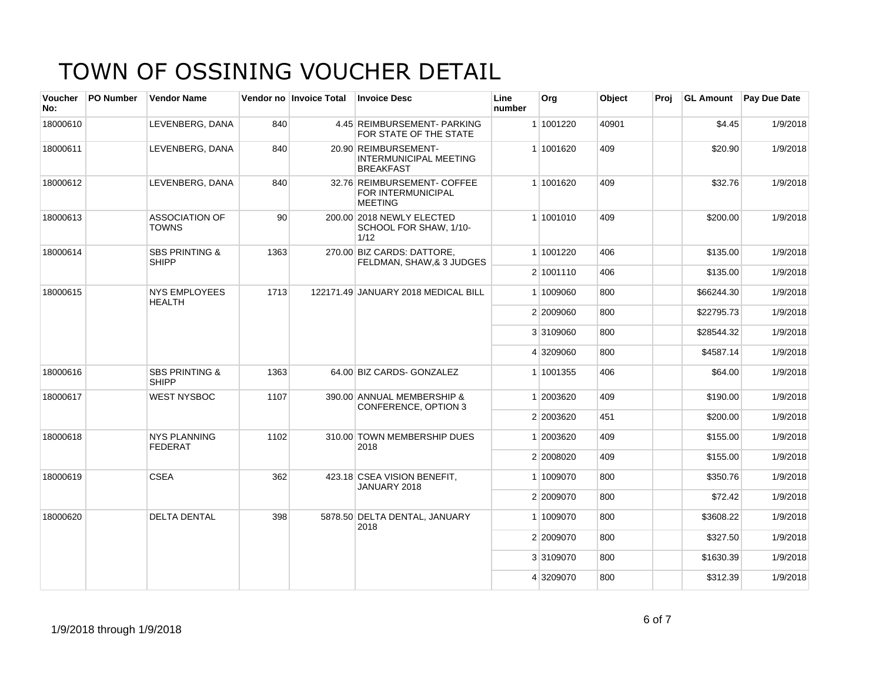# TOWN OF OSSINING VOUCHER DETAIL

| Voucher No: | PO Number | Vendor Name | Vendor no | Invoice Total | Invoice Desc | Line number | Org | Object | Proj | GL Amount | Pay Due Date |
|---|---|---|---|---|---|---|---|---|---|---|---|
| 18000610 | | LEVENBERG, DANA | 840 | 4.45 | REIMBURSEMENT- PARKING FOR STATE OF THE STATE | 1 | 1001220 | 40901 | | $4.45 | 1/9/2018 |
| 18000611 | | LEVENBERG, DANA | 840 | 20.90 | REIMBURSEMENT- INTERMUNICIPAL MEETING BREAKFAST | 1 | 1001620 | 409 | | $20.90 | 1/9/2018 |
| 18000612 | | LEVENBERG, DANA | 840 | 32.76 | REIMBURSEMENT- COFFEE FOR INTERMUNICIPAL MEETING | 1 | 1001620 | 409 | | $32.76 | 1/9/2018 |
| 18000613 | | ASSOCIATION OF TOWNS | 90 | 200.00 | 2018 NEWLY ELECTED SCHOOL FOR SHAW, 1/10-1/12 | 1 | 1001010 | 409 | | $200.00 | 1/9/2018 |
| 18000614 | | SBS PRINTING & SHIPP | 1363 | 270.00 | BIZ CARDS: DATTORE, FELDMAN, SHAW,& 3 JUDGES | 1 | 1001220 | 406 | | $135.00 | 1/9/2018 |
| | | | | | | 2 | 1001110 | 406 | | $135.00 | 1/9/2018 |
| 18000615 | | NYS EMPLOYEES HEALTH | 1713 | 122171.49 | JANUARY 2018 MEDICAL BILL | 1 | 1009060 | 800 | | $66244.30 | 1/9/2018 |
| | | | | | | 2 | 2009060 | 800 | | $22795.73 | 1/9/2018 |
| | | | | | | 3 | 3109060 | 800 | | $28544.32 | 1/9/2018 |
| | | | | | | 4 | 3209060 | 800 | | $4587.14 | 1/9/2018 |
| 18000616 | | SBS PRINTING & SHIPP | 1363 | 64.00 | BIZ CARDS- GONZALEZ | 1 | 1001355 | 406 | | $64.00 | 1/9/2018 |
| 18000617 | | WEST NYSBOC | 1107 | 390.00 | ANNUAL MEMBERSHIP & CONFERENCE, OPTION 3 | 1 | 2003620 | 409 | | $190.00 | 1/9/2018 |
| | | | | | | 2 | 2003620 | 451 | | $200.00 | 1/9/2018 |
| 18000618 | | NYS PLANNING FEDERAT | 1102 | 310.00 | TOWN MEMBERSHIP DUES 2018 | 1 | 2003620 | 409 | | $155.00 | 1/9/2018 |
| | | | | | | 2 | 2008020 | 409 | | $155.00 | 1/9/2018 |
| 18000619 | | CSEA | 362 | 423.18 | CSEA VISION BENEFIT, JANUARY 2018 | 1 | 1009070 | 800 | | $350.76 | 1/9/2018 |
| | | | | | | 2 | 2009070 | 800 | | $72.42 | 1/9/2018 |
| 18000620 | | DELTA DENTAL | 398 | 5878.50 | DELTA DENTAL, JANUARY 2018 | 1 | 1009070 | 800 | | $3608.22 | 1/9/2018 |
| | | | | | | 2 | 2009070 | 800 | | $327.50 | 1/9/2018 |
| | | | | | | 3 | 3109070 | 800 | | $1630.39 | 1/9/2018 |
| | | | | | | 4 | 3209070 | 800 | | $312.39 | 1/9/2018 |

1/9/2018 through 1/9/2018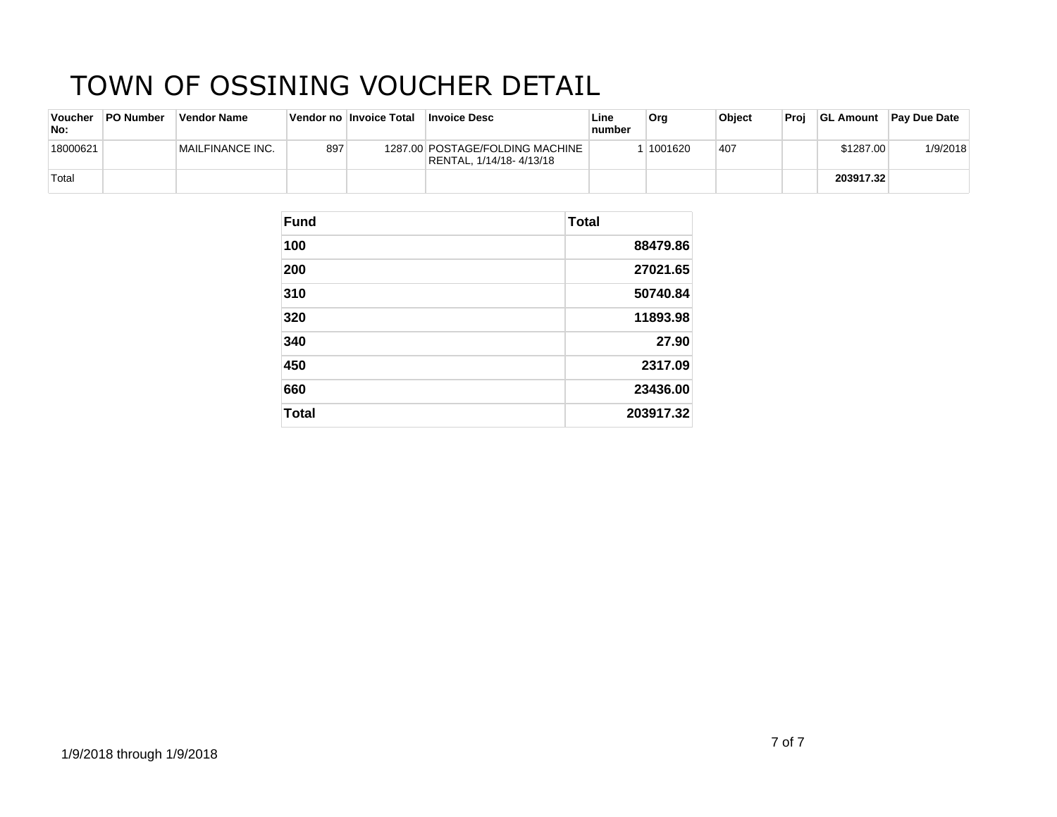# TOWN OF OSSINING VOUCHER DETAIL

| Voucher No: | PO Number | Vendor Name | Vendor no | Invoice Total | Invoice Desc | Line number | Org | Object | Proj | GL Amount | Pay Due Date |
|---|---|---|---|---|---|---|---|---|---|---|---|
| 18000621 | | MAILFINANCE INC. | 897 | 1287.00 | POSTAGE/FOLDING MACHINE RENTAL, 1/14/18- 4/13/18 | 1 | 1001620 | 407 | | $1287.00 | 1/9/2018 |
| Total | | | | | | | | | | **203917.32** | |

| Fund | Total |
|---|---|
| **100** | **88479.86** |
| **200** | **27021.65** |
| **310** | **50740.84** |
| **320** | **11893.98** |
| **340** | **27.90** |
| **450** | **2317.09** |
| **660** | **23436.00** |
| **Total** | **203917.32** |

1/9/2018 through 1/9/2018